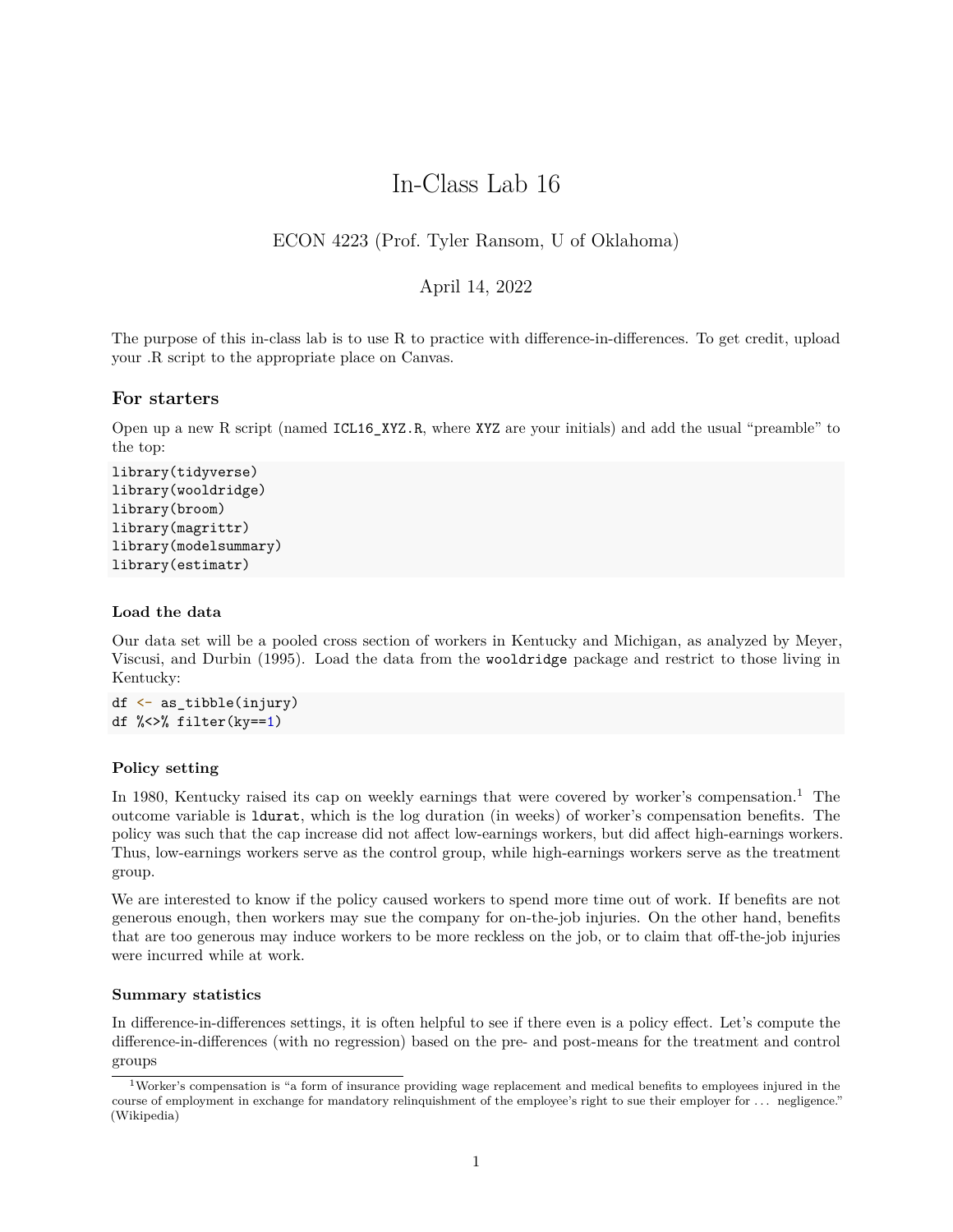# In-Class Lab 16

ECON 4223 (Prof. Tyler Ransom, U of Oklahoma)

April 14, 2022

The purpose of this in-class lab is to use R to practice with difference-in-differences. To get credit, upload your .R script to the appropriate place on Canvas.

## For starters

Open up a new R script (named `ICL16_XYZ.R`, where `XYZ` are your initials) and add the usual "preamble" to the top:

```
library(tidyverse)
library(wooldridge)
library(broom)
library(magrittr)
library(modelsummary)
library(estimatr)
```

### Load the data

Our data set will be a pooled cross section of workers in Kentucky and Michigan, as analyzed by Meyer, Viscusi, and Durbin (1995). Load the data from the `wooldridge` package and restrict to those living in Kentucky:

```
df <- as_tibble(injury)
df %<>% filter(ky==1)
```

### Policy setting

In 1980, Kentucky raised its cap on weekly earnings that were covered by worker's compensation.[1] The outcome variable is `ldurat`, which is the log duration (in weeks) of worker's compensation benefits. The policy was such that the cap increase did not affect low-earnings workers, but did affect high-earnings workers. Thus, low-earnings workers serve as the control group, while high-earnings workers serve as the treatment group.

We are interested to know if the policy caused workers to spend more time out of work. If benefits are not generous enough, then workers may sue the company for on-the-job injuries. On the other hand, benefits that are too generous may induce workers to be more reckless on the job, or to claim that off-the-job injuries were incurred while at work.

### Summary statistics

In difference-in-differences settings, it is often helpful to see if there even is a policy effect. Let's compute the difference-in-differences (with no regression) based on the pre- and post-means for the treatment and control groups

[1] Worker's compensation is "a form of insurance providing wage replacement and medical benefits to employees injured in the course of employment in exchange for mandatory relinquishment of the employee's right to sue their employer for . . . negligence." (Wikipedia)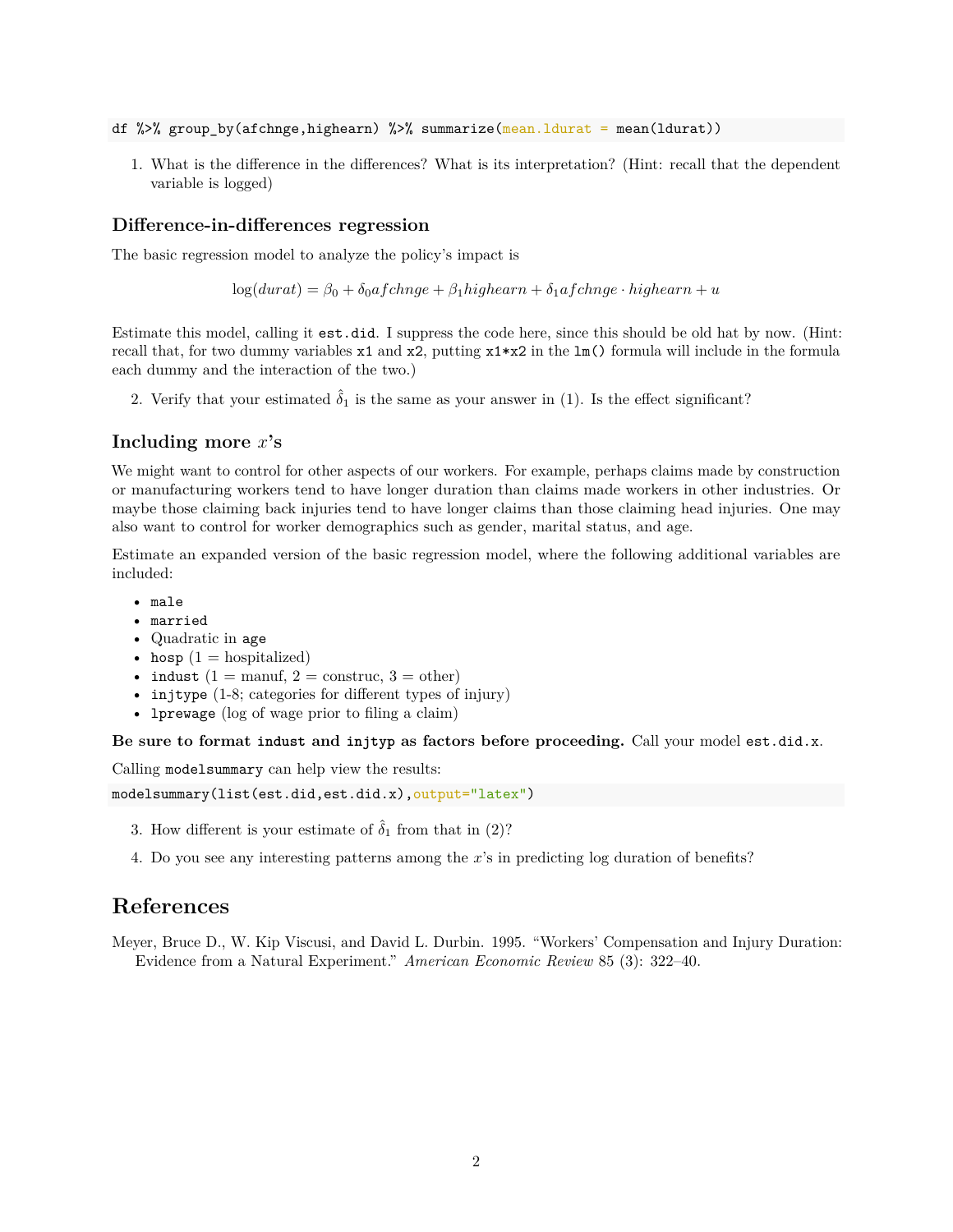```
df %>% group_by(afchnge,highearn) %>% summarize(mean.ldurat = mean(ldurat))
```

1. What is the difference in the differences? What is its interpretation? (Hint: recall that the dependent variable is logged)

### Difference-in-differences regression

The basic regression model to analyze the policy's impact is

$$\log(durat) = \beta_0 + \delta_0 afchnge + \beta_1 highearn + \delta_1 afchnge \cdot highearn + u$$

Estimate this model, calling it `est.did`. I suppress the code here, since this should be old hat by now. (Hint: recall that, for two dummy variables `x1` and `x2`, putting `x1*x2` in the `lm()` formula will include in the formula each dummy and the interaction of the two.)

2. Verify that your estimated $\hat{\delta}_1$ is the same as your answer in (1). Is the effect significant?

### Including more $x$'s

We might want to control for other aspects of our workers. For example, perhaps claims made by construction or manufacturing workers tend to have longer duration than claims made workers in other industries. Or maybe those claiming back injuries tend to have longer claims than those claiming head injuries. One may also want to control for worker demographics such as gender, marital status, and age.

Estimate an expanded version of the basic regression model, where the following additional variables are included:

- `male`
- `married`
- Quadratic in `age`
- `hosp` (1 = hospitalized)
- `indust` (1 = manuf, 2 = construc, 3 = other)
- `injtype` (1-8; categories for different types of injury)
- `lprewage` (log of wage prior to filing a claim)

**Be sure to format `indust` and `injtyp` as factors before proceeding.** Call your model `est.did.x`.

Calling `modelsummary` can help view the results:

```
modelsummary(list(est.did,est.did.x),output="latex")
```

3. How different is your estimate of $\hat{\delta}_1$ from that in (2)?

4. Do you see any interesting patterns among the $x$'s in predicting log duration of benefits?

## References

Meyer, Bruce D., W. Kip Viscusi, and David L. Durbin. 1995. "Workers' Compensation and Injury Duration: Evidence from a Natural Experiment." *American Economic Review* 85 (3): 322–40.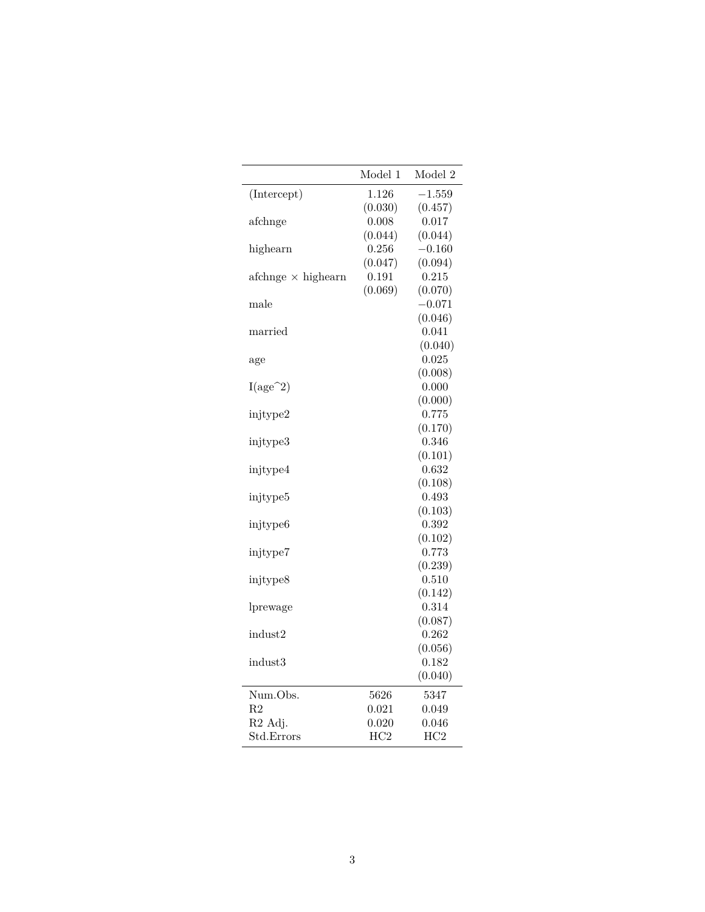| | Model 1 | Model 2 |
|---|---|---|
| (Intercept) | 1.126 | −1.559 |
| | (0.030) | (0.457) |
| afchnge | 0.008 | 0.017 |
| | (0.044) | (0.044) |
| highearn | 0.256 | −0.160 |
| | (0.047) | (0.094) |
| afchnge × highearn | 0.191 | 0.215 |
| | (0.069) | (0.070) |
| male | | −0.071 |
| | | (0.046) |
| married | | 0.041 |
| | | (0.040) |
| age | | 0.025 |
| | | (0.008) |
| I(age^2) | | 0.000 |
| | | (0.000) |
| injtype2 | | 0.775 |
| | | (0.170) |
| injtype3 | | 0.346 |
| | | (0.101) |
| injtype4 | | 0.632 |
| | | (0.108) |
| injtype5 | | 0.493 |
| | | (0.103) |
| injtype6 | | 0.392 |
| | | (0.102) |
| injtype7 | | 0.773 |
| | | (0.239) |
| injtype8 | | 0.510 |
| | | (0.142) |
| lprewage | | 0.314 |
| | | (0.087) |
| indust2 | | 0.262 |
| | | (0.056) |
| indust3 | | 0.182 |
| | | (0.040) |
| Num.Obs. | 5626 | 5347 |
| R2 | 0.021 | 0.049 |
| R2 Adj. | 0.020 | 0.046 |
| Std.Errors | HC2 | HC2 |